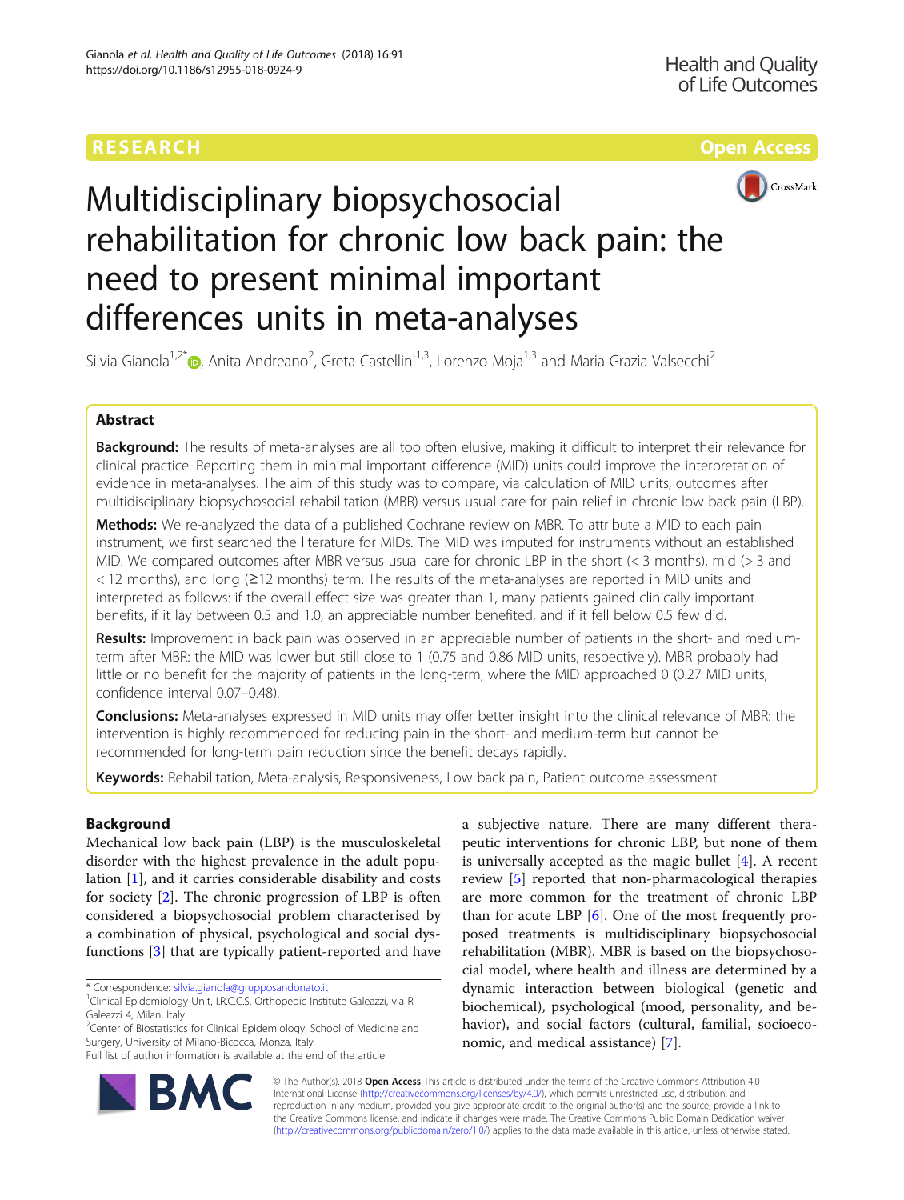RESEARCH

Open Access

# Multidisciplinary biopsychosocial rehabilitation for chronic low back pain: the need to present minimal important differences units in meta-analyses

Silvia Gianola[1,2*], Anita Andreano[2], Greta Castellini[1,3], Lorenzo Moja[1,3] and Maria Grazia Valsecchi[2]

## Abstract

**Background:** The results of meta-analyses are all too often elusive, making it difficult to interpret their relevance for clinical practice. Reporting them in minimal important difference (MID) units could improve the interpretation of evidence in meta-analyses. The aim of this study was to compare, via calculation of MID units, outcomes after multidisciplinary biopsychosocial rehabilitation (MBR) versus usual care for pain relief in chronic low back pain (LBP).

**Methods:** We re-analyzed the data of a published Cochrane review on MBR. To attribute a MID to each pain instrument, we first searched the literature for MIDs. The MID was imputed for instruments without an established MID. We compared outcomes after MBR versus usual care for chronic LBP in the short (< 3 months), mid (> 3 and < 12 months), and long (≥12 months) term. The results of the meta-analyses are reported in MID units and interpreted as follows: if the overall effect size was greater than 1, many patients gained clinically important benefits, if it lay between 0.5 and 1.0, an appreciable number benefited, and if it fell below 0.5 few did.

**Results:** Improvement in back pain was observed in an appreciable number of patients in the short- and medium-term after MBR: the MID was lower but still close to 1 (0.75 and 0.86 MID units, respectively). MBR probably had little or no benefit for the majority of patients in the long-term, where the MID approached 0 (0.27 MID units, confidence interval 0.07–0.48).

**Conclusions:** Meta-analyses expressed in MID units may offer better insight into the clinical relevance of MBR: the intervention is highly recommended for reducing pain in the short- and medium-term but cannot be recommended for long-term pain reduction since the benefit decays rapidly.

**Keywords:** Rehabilitation, Meta-analysis, Responsiveness, Low back pain, Patient outcome assessment

## Background

Mechanical low back pain (LBP) is the musculoskeletal disorder with the highest prevalence in the adult population [1], and it carries considerable disability and costs for society [2]. The chronic progression of LBP is often considered a biopsychosocial problem characterised by a combination of physical, psychological and social dysfunctions [3] that are typically patient-reported and have a subjective nature. There are many different therapeutic interventions for chronic LBP, but none of them is universally accepted as the magic bullet [4]. A recent review [5] reported that non-pharmacological therapies are more common for the treatment of chronic LBP than for acute LBP [6]. One of the most frequently proposed treatments is multidisciplinary biopsychosocial rehabilitation (MBR). MBR is based on the biopsychosocial model, where health and illness are determined by a dynamic interaction between biological (genetic and biochemical), psychological (mood, personality, and behavior), and social factors (cultural, familial, socioeconomic, and medical assistance) [7].

\* Correspondence: silvia.gianola@grupposandonato.it
[1]Clinical Epidemiology Unit, I.R.C.C.S. Orthopedic Institute Galeazzi, via R Galeazzi 4, Milan, Italy
[2]Center of Biostatistics for Clinical Epidemiology, School of Medicine and Surgery, University of Milano-Bicocca, Monza, Italy
Full list of author information is available at the end of the article

© The Author(s). 2018 **Open Access** This article is distributed under the terms of the Creative Commons Attribution 4.0 International License (http://creativecommons.org/licenses/by/4.0/), which permits unrestricted use, distribution, and reproduction in any medium, provided you give appropriate credit to the original author(s) and the source, provide a link to the Creative Commons license, and indicate if changes were made. The Creative Commons Public Domain Dedication waiver (http://creativecommons.org/publicdomain/zero/1.0/) applies to the data made available in this article, unless otherwise stated.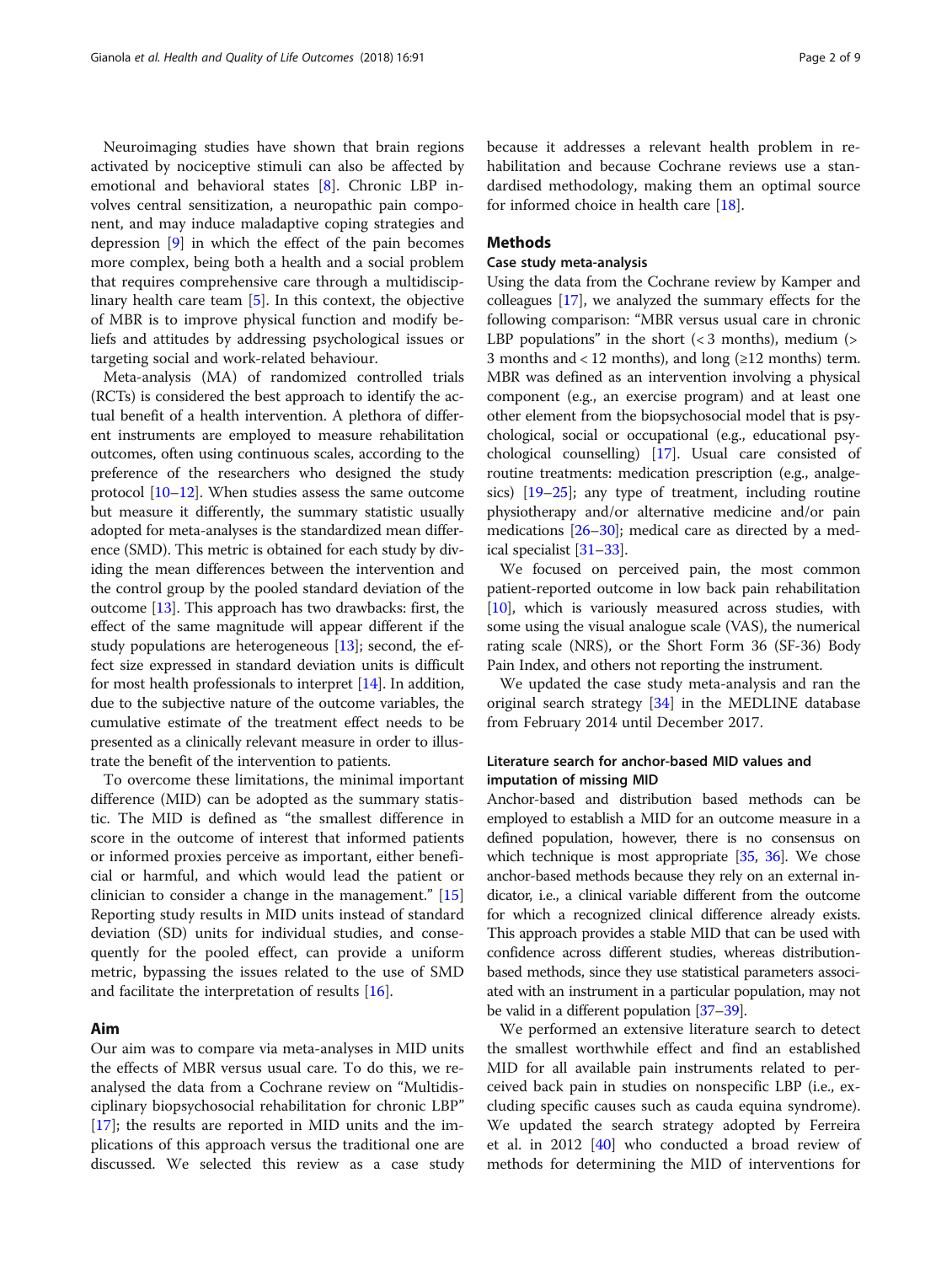Neuroimaging studies have shown that brain regions activated by nociceptive stimuli can also be affected by emotional and behavioral states [8]. Chronic LBP involves central sensitization, a neuropathic pain component, and may induce maladaptive coping strategies and depression [9] in which the effect of the pain becomes more complex, being both a health and a social problem that requires comprehensive care through a multidisciplinary health care team [5]. In this context, the objective of MBR is to improve physical function and modify beliefs and attitudes by addressing psychological issues or targeting social and work-related behaviour.

Meta-analysis (MA) of randomized controlled trials (RCTs) is considered the best approach to identify the actual benefit of a health intervention. A plethora of different instruments are employed to measure rehabilitation outcomes, often using continuous scales, according to the preference of the researchers who designed the study protocol [10–12]. When studies assess the same outcome but measure it differently, the summary statistic usually adopted for meta-analyses is the standardized mean difference (SMD). This metric is obtained for each study by dividing the mean differences between the intervention and the control group by the pooled standard deviation of the outcome [13]. This approach has two drawbacks: first, the effect of the same magnitude will appear different if the study populations are heterogeneous [13]; second, the effect size expressed in standard deviation units is difficult for most health professionals to interpret [14]. In addition, due to the subjective nature of the outcome variables, the cumulative estimate of the treatment effect needs to be presented as a clinically relevant measure in order to illustrate the benefit of the intervention to patients.

To overcome these limitations, the minimal important difference (MID) can be adopted as the summary statistic. The MID is defined as "the smallest difference in score in the outcome of interest that informed patients or informed proxies perceive as important, either beneficial or harmful, and which would lead the patient or clinician to consider a change in the management." [15] Reporting study results in MID units instead of standard deviation (SD) units for individual studies, and consequently for the pooled effect, can provide a uniform metric, bypassing the issues related to the use of SMD and facilitate the interpretation of results [16].

## Aim

Our aim was to compare via meta-analyses in MID units the effects of MBR versus usual care. To do this, we reanalysed the data from a Cochrane review on "Multidisciplinary biopsychosocial rehabilitation for chronic LBP" [17]; the results are reported in MID units and the implications of this approach versus the traditional one are discussed. We selected this review as a case study because it addresses a relevant health problem in rehabilitation and because Cochrane reviews use a standardised methodology, making them an optimal source for informed choice in health care [18].

## Methods

### Case study meta-analysis

Using the data from the Cochrane review by Kamper and colleagues [17], we analyzed the summary effects for the following comparison: "MBR versus usual care in chronic LBP populations" in the short (< 3 months), medium (> 3 months and < 12 months), and long (≥12 months) term. MBR was defined as an intervention involving a physical component (e.g., an exercise program) and at least one other element from the biopsychosocial model that is psychological, social or occupational (e.g., educational psychological counselling) [17]. Usual care consisted of routine treatments: medication prescription (e.g., analgesics) [19–25]; any type of treatment, including routine physiotherapy and/or alternative medicine and/or pain medications [26–30]; medical care as directed by a medical specialist [31–33].

We focused on perceived pain, the most common patient-reported outcome in low back pain rehabilitation [10], which is variously measured across studies, with some using the visual analogue scale (VAS), the numerical rating scale (NRS), or the Short Form 36 (SF-36) Body Pain Index, and others not reporting the instrument.

We updated the case study meta-analysis and ran the original search strategy [34] in the MEDLINE database from February 2014 until December 2017.

### Literature search for anchor-based MID values and imputation of missing MID

Anchor-based and distribution based methods can be employed to establish a MID for an outcome measure in a defined population, however, there is no consensus on which technique is most appropriate [35, 36]. We chose anchor-based methods because they rely on an external indicator, i.e., a clinical variable different from the outcome for which a recognized clinical difference already exists. This approach provides a stable MID that can be used with confidence across different studies, whereas distribution-based methods, since they use statistical parameters associated with an instrument in a particular population, may not be valid in a different population [37–39].

We performed an extensive literature search to detect the smallest worthwhile effect and find an established MID for all available pain instruments related to perceived back pain in studies on nonspecific LBP (i.e., excluding specific causes such as cauda equina syndrome). We updated the search strategy adopted by Ferreira et al. in 2012 [40] who conducted a broad review of methods for determining the MID of interventions for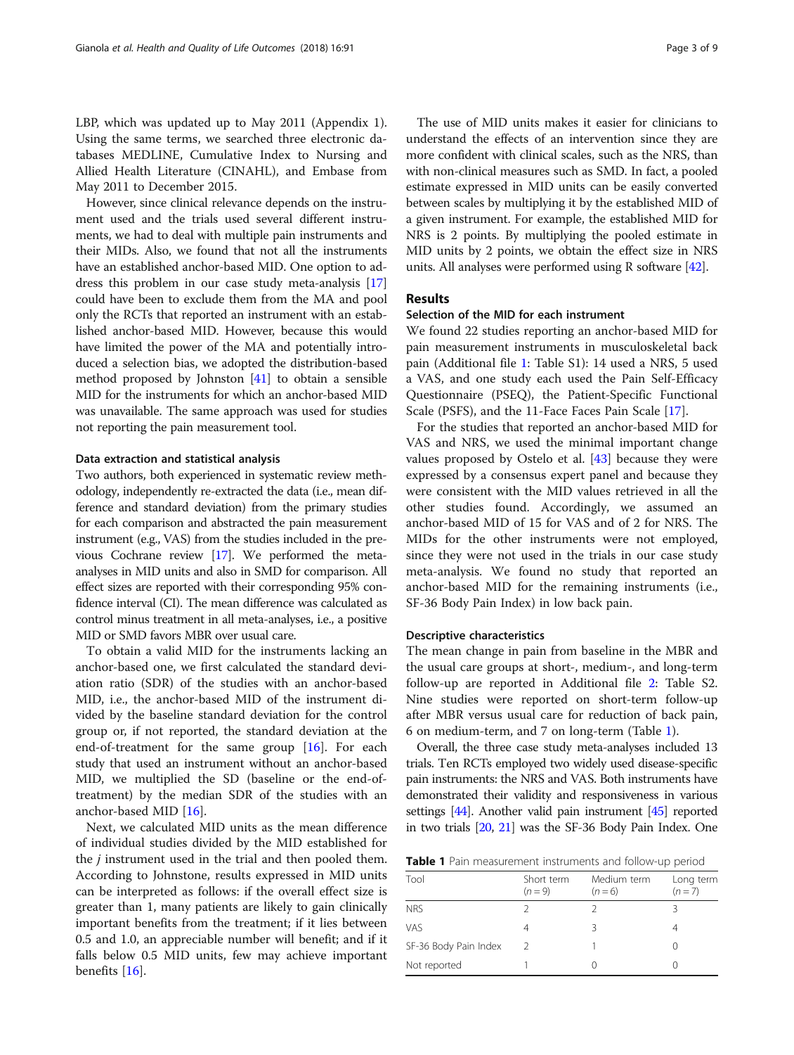LBP, which was updated up to May 2011 (Appendix 1). Using the same terms, we searched three electronic databases MEDLINE, Cumulative Index to Nursing and Allied Health Literature (CINAHL), and Embase from May 2011 to December 2015.

However, since clinical relevance depends on the instrument used and the trials used several different instruments, we had to deal with multiple pain instruments and their MIDs. Also, we found that not all the instruments have an established anchor-based MID. One option to address this problem in our case study meta-analysis [17] could have been to exclude them from the MA and pool only the RCTs that reported an instrument with an established anchor-based MID. However, because this would have limited the power of the MA and potentially introduced a selection bias, we adopted the distribution-based method proposed by Johnston [41] to obtain a sensible MID for the instruments for which an anchor-based MID was unavailable. The same approach was used for studies not reporting the pain measurement tool.

### Data extraction and statistical analysis

Two authors, both experienced in systematic review methodology, independently re-extracted the data (i.e., mean difference and standard deviation) from the primary studies for each comparison and abstracted the pain measurement instrument (e.g., VAS) from the studies included in the previous Cochrane review [17]. We performed the meta-analyses in MID units and also in SMD for comparison. All effect sizes are reported with their corresponding 95% confidence interval (CI). The mean difference was calculated as control minus treatment in all meta-analyses, i.e., a positive MID or SMD favors MBR over usual care.

To obtain a valid MID for the instruments lacking an anchor-based one, we first calculated the standard deviation ratio (SDR) of the studies with an anchor-based MID, i.e., the anchor-based MID of the instrument divided by the baseline standard deviation for the control group or, if not reported, the standard deviation at the end-of-treatment for the same group [16]. For each study that used an instrument without an anchor-based MID, we multiplied the SD (baseline or the end-of-treatment) by the median SDR of the studies with an anchor-based MID [16].

Next, we calculated MID units as the mean difference of individual studies divided by the MID established for the $j$ instrument used in the trial and then pooled them. According to Johnstone, results expressed in MID units can be interpreted as follows: if the overall effect size is greater than 1, many patients are likely to gain clinically important benefits from the treatment; if it lies between 0.5 and 1.0, an appreciable number will benefit; and if it falls below 0.5 MID units, few may achieve important benefits [16].

The use of MID units makes it easier for clinicians to understand the effects of an intervention since they are more confident with clinical scales, such as the NRS, than with non-clinical measures such as SMD. In fact, a pooled estimate expressed in MID units can be easily converted between scales by multiplying it by the established MID of a given instrument. For example, the established MID for NRS is 2 points. By multiplying the pooled estimate in MID units by 2 points, we obtain the effect size in NRS units. All analyses were performed using R software [42].

## Results

### Selection of the MID for each instrument

We found 22 studies reporting an anchor-based MID for pain measurement instruments in musculoskeletal back pain (Additional file 1: Table S1): 14 used a NRS, 5 used a VAS, and one study each used the Pain Self-Efficacy Questionnaire (PSEQ), the Patient-Specific Functional Scale (PSFS), and the 11-Face Faces Pain Scale [17].

For the studies that reported an anchor-based MID for VAS and NRS, we used the minimal important change values proposed by Ostelo et al. [43] because they were expressed by a consensus expert panel and because they were consistent with the MID values retrieved in all the other studies found. Accordingly, we assumed an anchor-based MID of 15 for VAS and of 2 for NRS. The MIDs for the other instruments were not employed, since they were not used in the trials in our case study meta-analysis. We found no study that reported an anchor-based MID for the remaining instruments (i.e., SF-36 Body Pain Index) in low back pain.

### Descriptive characteristics

The mean change in pain from baseline in the MBR and the usual care groups at short-, medium-, and long-term follow-up are reported in Additional file 2: Table S2. Nine studies were reported on short-term follow-up after MBR versus usual care for reduction of back pain, 6 on medium-term, and 7 on long-term (Table 1).

Overall, the three case study meta-analyses included 13 trials. Ten RCTs employed two widely used disease-specific pain instruments: the NRS and VAS. Both instruments have demonstrated their validity and responsiveness in various settings [44]. Another valid pain instrument [45] reported in two trials [20, 21] was the SF-36 Body Pain Index. One

**Table 1** Pain measurement instruments and follow-up period

| Tool | Short term ($n = 9$) | Medium term ($n = 6$) | Long term ($n = 7$) |
|---|---|---|---|
| NRS | 2 | 2 | 3 |
| VAS | 4 | 3 | 4 |
| SF-36 Body Pain Index | 2 | 1 | 0 |
| Not reported | 1 | 0 | 0 |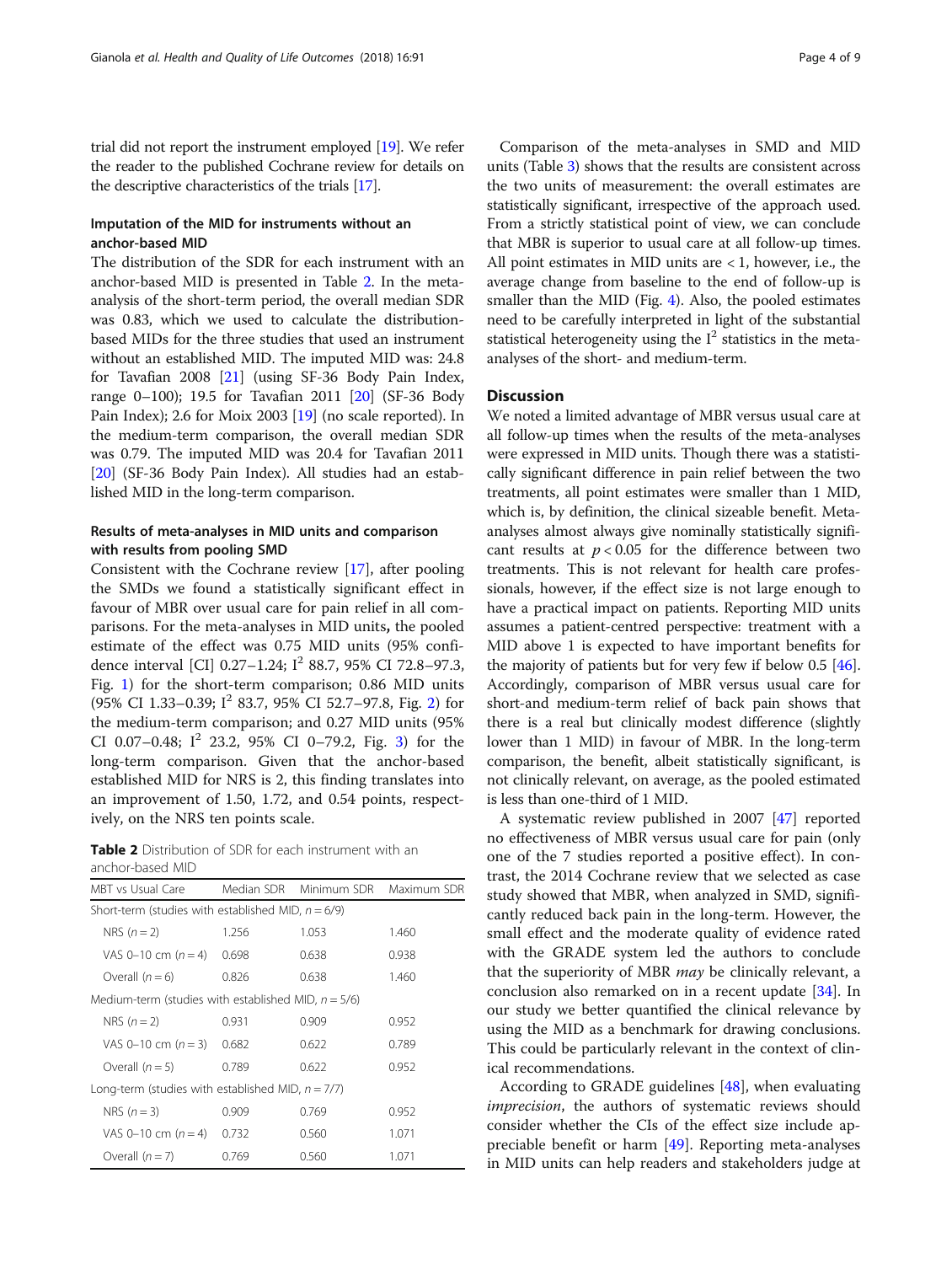trial did not report the instrument employed [19]. We refer the reader to the published Cochrane review for details on the descriptive characteristics of the trials [17].

### Imputation of the MID for instruments without an anchor-based MID

The distribution of the SDR for each instrument with an anchor-based MID is presented in Table 2. In the meta-analysis of the short-term period, the overall median SDR was 0.83, which we used to calculate the distribution-based MIDs for the three studies that used an instrument without an established MID. The imputed MID was: 24.8 for Tavafian 2008 [21] (using SF-36 Body Pain Index, range 0–100); 19.5 for Tavafian 2011 [20] (SF-36 Body Pain Index); 2.6 for Moix 2003 [19] (no scale reported). In the medium-term comparison, the overall median SDR was 0.79. The imputed MID was 20.4 for Tavafian 2011 [20] (SF-36 Body Pain Index). All studies had an established MID in the long-term comparison.

### Results of meta-analyses in MID units and comparison with results from pooling SMD

Consistent with the Cochrane review [17], after pooling the SMDs we found a statistically significant effect in favour of MBR over usual care for pain relief in all comparisons. For the meta-analyses in MID units**,** the pooled estimate of the effect was 0.75 MID units (95% confidence interval [CI] 0.27–1.24; $I^2$ 88.7, 95% CI 72.8–97.3, Fig. 1) for the short-term comparison; 0.86 MID units (95% CI 1.33–0.39; $I^2$ 83.7, 95% CI 52.7–97.8, Fig. 2) for the medium-term comparison; and 0.27 MID units (95% CI 0.07–0.48; $I^2$ 23.2, 95% CI 0–79.2, Fig. 3) for the long-term comparison. Given that the anchor-based established MID for NRS is 2, this finding translates into an improvement of 1.50, 1.72, and 0.54 points, respectively, on the NRS ten points scale.

**Table 2** Distribution of SDR for each instrument with an anchor-based MID

| MBT vs Usual Care | Median SDR | Minimum SDR | Maximum SDR |
|---|---|---|---|
| Short-term (studies with established MID, $n = 6/9$) | | | |
| NRS ($n = 2$) | 1.256 | 1.053 | 1.460 |
| VAS 0–10 cm ($n = 4$) | 0.698 | 0.638 | 0.938 |
| Overall ($n = 6$) | 0.826 | 0.638 | 1.460 |
| Medium-term (studies with established MID, $n = 5/6$) | | | |
| NRS ($n = 2$) | 0.931 | 0.909 | 0.952 |
| VAS 0–10 cm ($n = 3$) | 0.682 | 0.622 | 0.789 |
| Overall ($n = 5$) | 0.789 | 0.622 | 0.952 |
| Long-term (studies with established MID, $n = 7/7$) | | | |
| NRS ($n = 3$) | 0.909 | 0.769 | 0.952 |
| VAS 0–10 cm ($n = 4$) | 0.732 | 0.560 | 1.071 |
| Overall ($n = 7$) | 0.769 | 0.560 | 1.071 |

Comparison of the meta-analyses in SMD and MID units (Table 3) shows that the results are consistent across the two units of measurement: the overall estimates are statistically significant, irrespective of the approach used. From a strictly statistical point of view, we can conclude that MBR is superior to usual care at all follow-up times. All point estimates in MID units are < 1, however, i.e., the average change from baseline to the end of follow-up is smaller than the MID (Fig. 4). Also, the pooled estimates need to be carefully interpreted in light of the substantial statistical heterogeneity using the $I^2$ statistics in the meta-analyses of the short- and medium-term.

## Discussion

We noted a limited advantage of MBR versus usual care at all follow-up times when the results of the meta-analyses were expressed in MID units. Though there was a statistically significant difference in pain relief between the two treatments, all point estimates were smaller than 1 MID, which is, by definition, the clinical sizeable benefit. Meta-analyses almost always give nominally statistically significant results at $p < 0.05$ for the difference between two treatments. This is not relevant for health care professionals, however, if the effect size is not large enough to have a practical impact on patients. Reporting MID units assumes a patient-centred perspective: treatment with a MID above 1 is expected to have important benefits for the majority of patients but for very few if below 0.5 [46]. Accordingly, comparison of MBR versus usual care for short-and medium-term relief of back pain shows that there is a real but clinically modest difference (slightly lower than 1 MID) in favour of MBR. In the long-term comparison, the benefit, albeit statistically significant, is not clinically relevant, on average, as the pooled estimated is less than one-third of 1 MID.

A systematic review published in 2007 [47] reported no effectiveness of MBR versus usual care for pain (only one of the 7 studies reported a positive effect). In contrast, the 2014 Cochrane review that we selected as case study showed that MBR, when analyzed in SMD, significantly reduced back pain in the long-term. However, the small effect and the moderate quality of evidence rated with the GRADE system led the authors to conclude that the superiority of MBR *may* be clinically relevant, a conclusion also remarked on in a recent update [34]. In our study we better quantified the clinical relevance by using the MID as a benchmark for drawing conclusions. This could be particularly relevant in the context of clinical recommendations.

According to GRADE guidelines [48], when evaluating *imprecision*, the authors of systematic reviews should consider whether the CIs of the effect size include appreciable benefit or harm [49]. Reporting meta-analyses in MID units can help readers and stakeholders judge at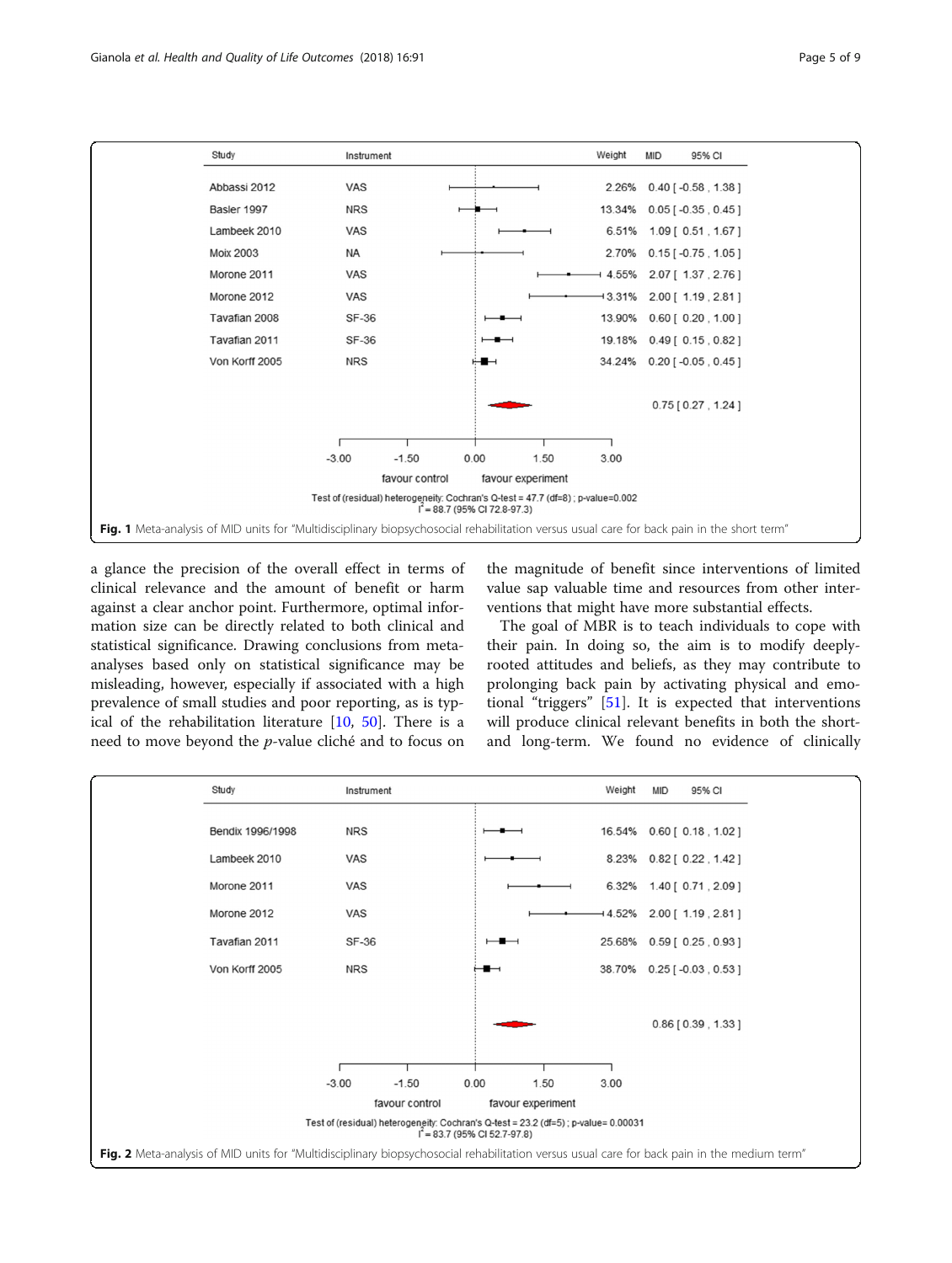| Study | Instrument | Weight | MID | 95% CI |
|---|---|---|---|---|
| Abbassi 2012 | VAS | 2.26% | 0.40 | [ -0.58 , 1.38 ] |
| Basler 1997 | NRS | 13.34% | 0.05 | [ -0.35 , 0.45 ] |
| Lambeek 2010 | VAS | 6.51% | 1.09 | [ 0.51 , 1.67 ] |
| Moix 2003 | NA | 2.70% | 0.15 | [ -0.75 , 1.05 ] |
| Morone 2011 | VAS | 4.55% | 2.07 | [ 1.37 , 2.76 ] |
| Morone 2012 | VAS | 3.31% | 2.00 | [ 1.19 , 2.81 ] |
| Tavafian 2008 | SF-36 | 13.90% | 0.60 | [ 0.20 , 1.00 ] |
| Tavafian 2011 | SF-36 | 19.18% | 0.49 | [ 0.15 , 0.82 ] |
| Von Korff 2005 | NRS | 34.24% | 0.20 | [ -0.05 , 0.45 ] |
| | | | 0.75 | [ 0.27 , 1.24 ] |

Axis: -3.00, -1.50, 0.00, 1.50, 3.00; favour control / favour experiment

Test of (residual) heterogeneity: Cochran's Q-test = 47.7 (df=8) ; p-value=0.002
$I^2$ = 88.7 (95% CI 72.8-97.3)

**Fig. 1** Meta-analysis of MID units for "Multidisciplinary biopsychosocial rehabilitation versus usual care for back pain in the short term"

a glance the precision of the overall effect in terms of clinical relevance and the amount of benefit or harm against a clear anchor point. Furthermore, optimal information size can be directly related to both clinical and statistical significance. Drawing conclusions from meta-analyses based only on statistical significance may be misleading, however, especially if associated with a high prevalence of small studies and poor reporting, as is typical of the rehabilitation literature [10, 50]. There is a need to move beyond the *p*-value cliché and to focus on the magnitude of benefit since interventions of limited value sap valuable time and resources from other interventions that might have more substantial effects.

The goal of MBR is to teach individuals to cope with their pain. In doing so, the aim is to modify deeply-rooted attitudes and beliefs, as they may contribute to prolonging back pain by activating physical and emotional "triggers" [51]. It is expected that interventions will produce clinical relevant benefits in both the short- and long-term. We found no evidence of clinically

| Study | Instrument | Weight | MID | 95% CI |
|---|---|---|---|---|
| Bendix 1996/1998 | NRS | 16.54% | 0.60 | [ 0.18 , 1.02 ] |
| Lambeek 2010 | VAS | 8.23% | 0.82 | [ 0.22 , 1.42 ] |
| Morone 2011 | VAS | 6.32% | 1.40 | [ 0.71 , 2.09 ] |
| Morone 2012 | VAS | 4.52% | 2.00 | [ 1.19 , 2.81 ] |
| Tavafian 2011 | SF-36 | 25.68% | 0.59 | [ 0.25 , 0.93 ] |
| Von Korff 2005 | NRS | 38.70% | 0.25 | [ -0.03 , 0.53 ] |
| | | | 0.86 | [ 0.39 , 1.33 ] |

Axis: -3.00, -1.50, 0.00, 1.50, 3.00; favour control / favour experiment

Test of (residual) heterogeneity: Cochran's Q-test = 23.2 (df=5) ; p-value= 0.00031
$I^2$ = 83.7 (95% CI 52.7-97.8)

**Fig. 2** Meta-analysis of MID units for "Multidisciplinary biopsychosocial rehabilitation versus usual care for back pain in the medium term"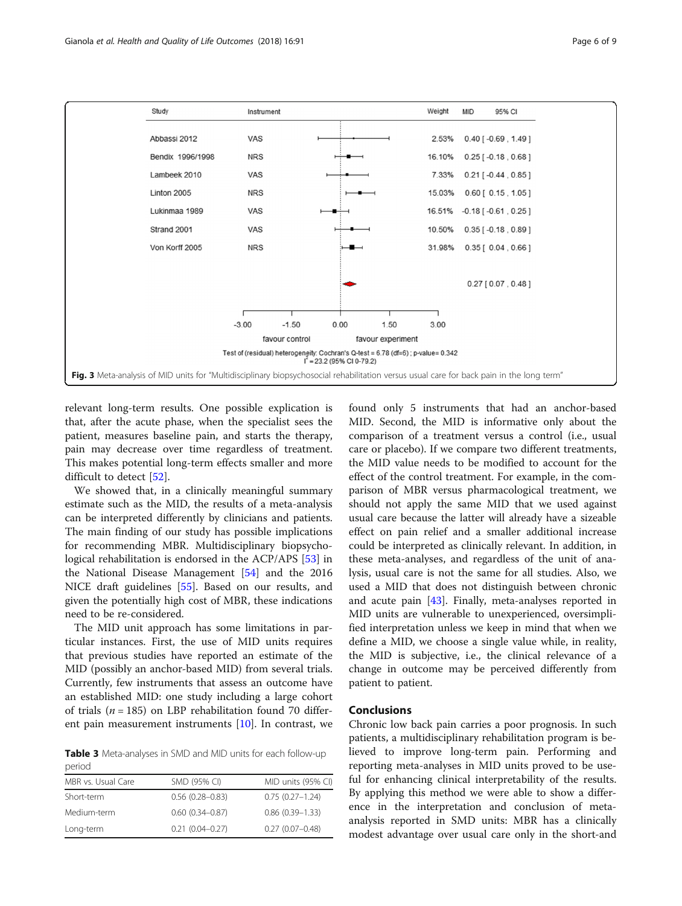Fig. 3 Meta-analysis of MID units for "Multidisciplinary biopsychosocial rehabilitation versus usual care for back pain in the long term"

relevant long-term results. One possible explication is that, after the acute phase, when the specialist sees the patient, measures baseline pain, and starts the therapy, pain may decrease over time regardless of treatment. This makes potential long-term effects smaller and more difficult to detect [52].

We showed that, in a clinically meaningful summary estimate such as the MID, the results of a meta-analysis can be interpreted differently by clinicians and patients. The main finding of our study has possible implications for recommending MBR. Multidisciplinary biopsychological rehabilitation is endorsed in the ACP/APS [53] in the National Disease Management [54] and the 2016 NICE draft guidelines [55]. Based on our results, and given the potentially high cost of MBR, these indications need to be re-considered.

The MID unit approach has some limitations in particular instances. First, the use of MID units requires that previous studies have reported an estimate of the MID (possibly an anchor-based MID) from several trials. Currently, few instruments that assess an outcome have an established MID: one study including a large cohort of trials ($n = 185$) on LBP rehabilitation found 70 different pain measurement instruments [10]. In contrast, we found only 5 instruments that had an anchor-based MID. Second, the MID is informative only about the comparison of a treatment versus a control (i.e., usual care or placebo). If we compare two different treatments, the MID value needs to be modified to account for the effect of the control treatment. For example, in the comparison of MBR versus pharmacological treatment, we should not apply the same MID that we used against usual care because the latter will already have a sizeable effect on pain relief and a smaller additional increase could be interpreted as clinically relevant. In addition, in these meta-analyses, and regardless of the unit of analysis, usual care is not the same for all studies. Also, we used a MID that does not distinguish between chronic and acute pain [43]. Finally, meta-analyses reported in MID units are vulnerable to unexperienced, oversimplified interpretation unless we keep in mind that when we define a MID, we choose a single value while, in reality, the MID is subjective, i.e., the clinical relevance of a change in outcome may be perceived differently from patient to patient.

**Table 3** Meta-analyses in SMD and MID units for each follow-up period

| MBR vs. Usual Care | SMD (95% CI) | MID units (95% CI) |
|---|---|---|
| Short-term | 0.56 (0.28–0.83) | 0.75 (0.27–1.24) |
| Medium-term | 0.60 (0.34–0.87) | 0.86 (0.39–1.33) |
| Long-term | 0.21 (0.04–0.27) | 0.27 (0.07–0.48) |

## Conclusions

Chronic low back pain carries a poor prognosis. In such patients, a multidisciplinary rehabilitation program is believed to improve long-term pain. Performing and reporting meta-analyses in MID units proved to be useful for enhancing clinical interpretability of the results. By applying this method we were able to show a difference in the interpretation and conclusion of meta-analysis reported in SMD units: MBR has a clinically modest advantage over usual care only in the short-and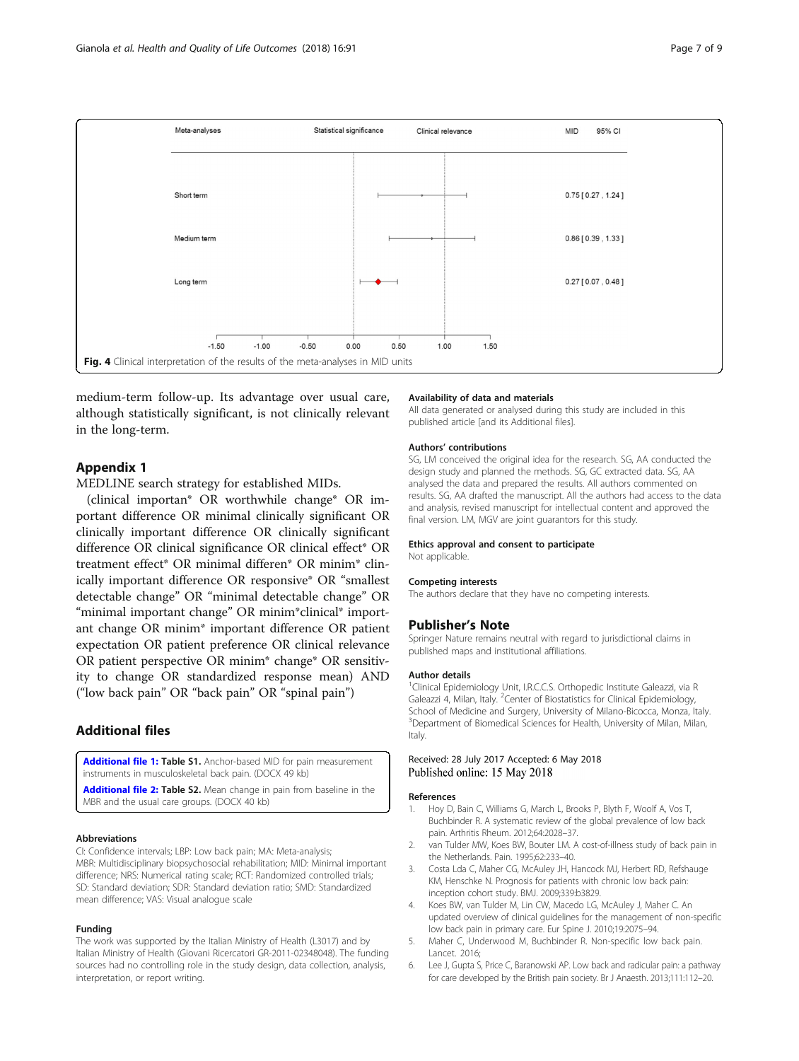| Meta-analyses | Statistical significance | Clinical relevance | MID 95% CI |
| --- | --- | --- | --- |
| Short term | | | 0.75 [ 0.27 , 1.24 ] |
| Medium term | | | 0.86 [ 0.39 , 1.33 ] |
| Long term | | | 0.27 [ 0.07 , 0.48 ] |

**Fig. 4** Clinical interpretation of the results of the meta-analyses in MID units

medium-term follow-up. Its advantage over usual care, although statistically significant, is not clinically relevant in the long-term.

## Appendix 1

MEDLINE search strategy for established MIDs.

(clinical importan* OR worthwhile change* OR important difference OR minimal clinically significant OR clinically important difference OR clinically significant difference OR clinical significance OR clinical effect* OR treatment effect* OR minimal differen* OR minim* clinically important difference OR responsive* OR "smallest detectable change" OR "minimal detectable change" OR "minimal important change" OR minim*clinical* important change OR minim* important difference OR patient expectation OR patient preference OR clinical relevance OR patient perspective OR minim* change* OR sensitivity to change OR standardized response mean) AND ("low back pain" OR "back pain" OR "spinal pain")

## Additional files

**Additional file 1:** **Table S1.** Anchor-based MID for pain measurement instruments in musculoskeletal back pain. (DOCX 49 kb)

**Additional file 2:** **Table S2.** Mean change in pain from baseline in the MBR and the usual care groups. (DOCX 40 kb)

### Abbreviations

CI: Confidence intervals; LBP: Low back pain; MA: Meta-analysis; MBR: Multidisciplinary biopsychosocial rehabilitation; MID: Minimal important difference; NRS: Numerical rating scale; RCT: Randomized controlled trials; SD: Standard deviation; SDR: Standard deviation ratio; SMD: Standardized mean difference; VAS: Visual analogue scale

### Funding

The work was supported by the Italian Ministry of Health (L3017) and by Italian Ministry of Health (Giovani Ricercatori GR-2011-02348048). The funding sources had no controlling role in the study design, data collection, analysis, interpretation, or report writing.

### Availability of data and materials

All data generated or analysed during this study are included in this published article [and its Additional files].

### Authors' contributions

SG, LM conceived the original idea for the research. SG, AA conducted the design study and planned the methods. SG, GC extracted data. SG, AA analysed the data and prepared the results. All authors commented on results. SG, AA drafted the manuscript. All the authors had access to the data and analysis, revised manuscript for intellectual content and approved the final version. LM, MGV are joint guarantors for this study.

### Ethics approval and consent to participate

Not applicable.

### Competing interests

The authors declare that they have no competing interests.

## Publisher's Note

Springer Nature remains neutral with regard to jurisdictional claims in published maps and institutional affiliations.

### Author details

[1]Clinical Epidemiology Unit, I.R.C.C.S. Orthopedic Institute Galeazzi, via R Galeazzi 4, Milan, Italy. [2]Center of Biostatistics for Clinical Epidemiology, School of Medicine and Surgery, University of Milano-Bicocca, Monza, Italy. [3]Department of Biomedical Sciences for Health, University of Milan, Milan, Italy.

Received: 28 July 2017 Accepted: 6 May 2018
Published online: 15 May 2018

### References

1. Hoy D, Bain C, Williams G, March L, Brooks P, Blyth F, Woolf A, Vos T, Buchbinder R. A systematic review of the global prevalence of low back pain. Arthritis Rheum. 2012;64:2028–37.
2. van Tulder MW, Koes BW, Bouter LM. A cost-of-illness study of back pain in the Netherlands. Pain. 1995;62:233–40.
3. Costa Lda C, Maher CG, McAuley JH, Hancock MJ, Herbert RD, Refshauge KM, Henschke N. Prognosis for patients with chronic low back pain: inception cohort study. BMJ. 2009;339:b3829.
4. Koes BW, van Tulder M, Lin CW, Macedo LG, McAuley J, Maher C. An updated overview of clinical guidelines for the management of non-specific low back pain in primary care. Eur Spine J. 2010;19:2075–94.
5. Maher C, Underwood M, Buchbinder R. Non-specific low back pain. Lancet. 2016;
6. Lee J, Gupta S, Price C, Baranowski AP. Low back and radicular pain: a pathway for care developed by the British pain society. Br J Anaesth. 2013;111:112–20.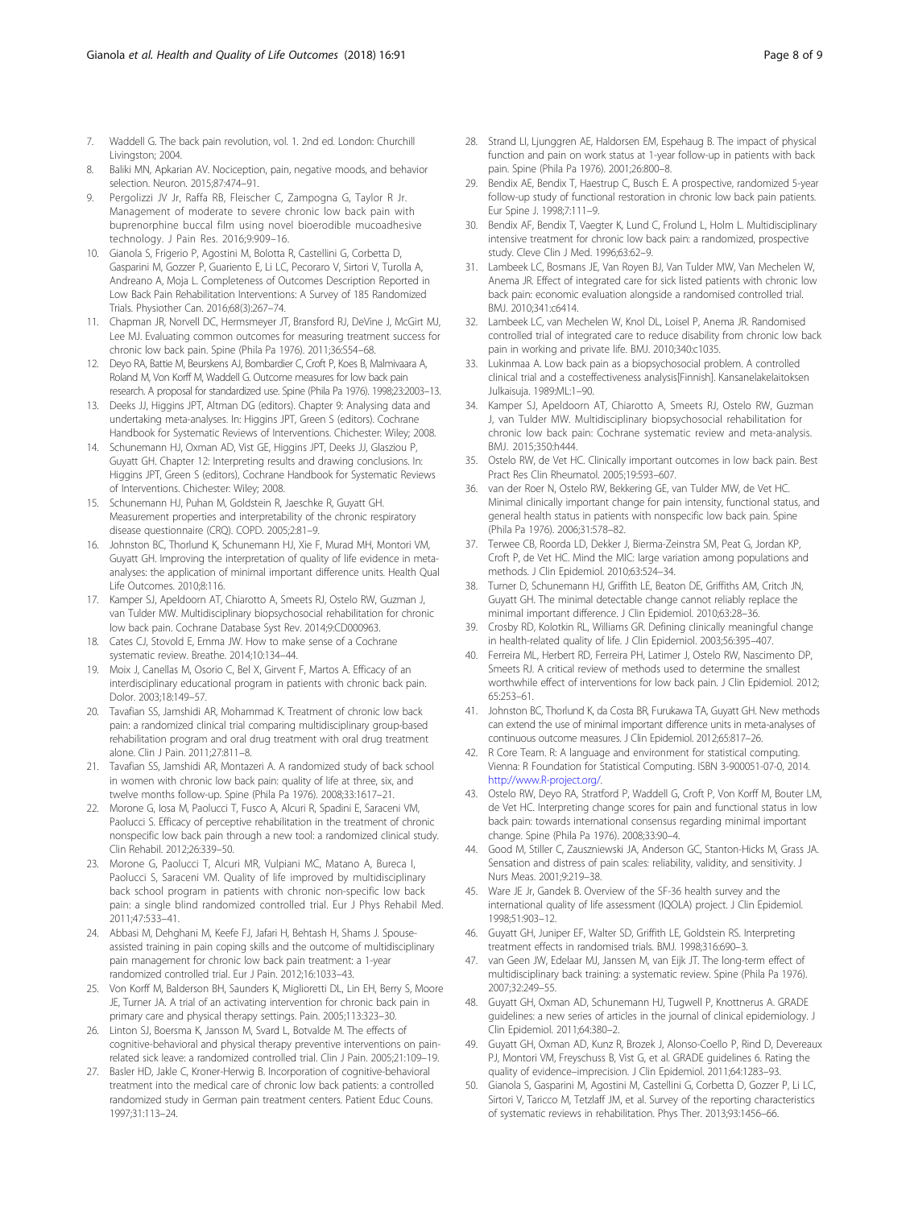7. Waddell G. The back pain revolution, vol. 1. 2nd ed. London: Churchill Livingston; 2004.
8. Baliki MN, Apkarian AV. Nociception, pain, negative moods, and behavior selection. Neuron. 2015;87:474–91.
9. Pergolizzi JV Jr, Raffa RB, Fleischer C, Zampogna G, Taylor R Jr. Management of moderate to severe chronic low back pain with buprenorphine buccal film using novel bioerodible mucoadhesive technology. J Pain Res. 2016;9:909–16.
10. Gianola S, Frigerio P, Agostini M, Bolotta R, Castellini G, Corbetta D, Gasparini M, Gozzer P, Guariento E, Li LC, Pecoraro V, Sirtori V, Turolla A, Andreano A, Moja L. Completeness of Outcomes Description Reported in Low Back Pain Rehabilitation Interventions: A Survey of 185 Randomized Trials. Physiother Can. 2016;68(3):267–74.
11. Chapman JR, Norvell DC, Hermsmeyer JT, Bransford RJ, DeVine J, McGirt MJ, Lee MJ. Evaluating common outcomes for measuring treatment success for chronic low back pain. Spine (Phila Pa 1976). 2011;36:S54–68.
12. Deyo RA, Battie M, Beurskens AJ, Bombardier C, Croft P, Koes B, Malmivaara A, Roland M, Von Korff M, Waddell G. Outcome measures for low back pain research. A proposal for standardized use. Spine (Phila Pa 1976). 1998;23:2003–13.
13. Deeks JJ, Higgins JPT, Altman DG (editors). Chapter 9: Analysing data and undertaking meta-analyses. In: Higgins JPT, Green S (editors). Cochrane Handbook for Systematic Reviews of Interventions. Chichester: Wiley; 2008.
14. Schunemann HJ, Oxman AD, Vist GE, Higgins JPT, Deeks JJ, Glasziou P, Guyatt GH. Chapter 12: Interpreting results and drawing conclusions. In: Higgins JPT, Green S (editors), Cochrane Handbook for Systematic Reviews of Interventions. Chichester: Wiley; 2008.
15. Schunemann HJ, Puhan M, Goldstein R, Jaeschke R, Guyatt GH. Measurement properties and interpretability of the chronic respiratory disease questionnaire (CRQ). COPD. 2005;2:81–9.
16. Johnston BC, Thorlund K, Schunemann HJ, Xie F, Murad MH, Montori VM, Guyatt GH. Improving the interpretation of quality of life evidence in meta-analyses: the application of minimal important difference units. Health Qual Life Outcomes. 2010;8:116.
17. Kamper SJ, Apeldoorn AT, Chiarotto A, Smeets RJ, Ostelo RW, Guzman J, van Tulder MW. Multidisciplinary biopsychosocial rehabilitation for chronic low back pain. Cochrane Database Syst Rev. 2014;9:CD000963.
18. Cates CJ, Stovold E, Emma JW. How to make sense of a Cochrane systematic review. Breathe. 2014;10:134–44.
19. Moix J, Canellas M, Osorio C, Bel X, Girvent F, Martos A. Efficacy of an interdisciplinary educational program in patients with chronic back pain. Dolor. 2003;18:149–57.
20. Tavafian SS, Jamshidi AR, Mohammad K. Treatment of chronic low back pain: a randomized clinical trial comparing multidisciplinary group-based rehabilitation program and oral drug treatment with oral drug treatment alone. Clin J Pain. 2011;27:811–8.
21. Tavafian SS, Jamshidi AR, Montazeri A. A randomized study of back school in women with chronic low back pain: quality of life at three, six, and twelve months follow-up. Spine (Phila Pa 1976). 2008;33:1617–21.
22. Morone G, Iosa M, Paolucci T, Fusco A, Alcuri R, Spadini E, Saraceni VM, Paolucci S. Efficacy of perceptive rehabilitation in the treatment of chronic nonspecific low back pain through a new tool: a randomized clinical study. Clin Rehabil. 2012;26:339–50.
23. Morone G, Paolucci T, Alcuri MR, Vulpiani MC, Matano A, Bureca I, Paolucci S, Saraceni VM. Quality of life improved by multidisciplinary back school program in patients with chronic non-specific low back pain: a single blind randomized controlled trial. Eur J Phys Rehabil Med. 2011;47:533–41.
24. Abbasi M, Dehghani M, Keefe FJ, Jafari H, Behtash H, Shams J. Spouse-assisted training in pain coping skills and the outcome of multidisciplinary pain management for chronic low back pain treatment: a 1-year randomized controlled trial. Eur J Pain. 2012;16:1033–43.
25. Von Korff M, Balderson BH, Saunders K, Miglioretti DL, Lin EH, Berry S, Moore JE, Turner JA. A trial of an activating intervention for chronic back pain in primary care and physical therapy settings. Pain. 2005;113:323–30.
26. Linton SJ, Boersma K, Jansson M, Svard L, Botvalde M. The effects of cognitive-behavioral and physical therapy preventive interventions on pain-related sick leave: a randomized controlled trial. Clin J Pain. 2005;21:109–19.
27. Basler HD, Jakle C, Kroner-Herwig B. Incorporation of cognitive-behavioral treatment into the medical care of chronic low back patients: a controlled randomized study in German pain treatment centers. Patient Educ Couns. 1997;31:113–24.
28. Strand LI, Ljunggren AE, Haldorsen EM, Espehaug B. The impact of physical function and pain on work status at 1-year follow-up in patients with back pain. Spine (Phila Pa 1976). 2001;26:800–8.
29. Bendix AE, Bendix T, Haestrup C, Busch E. A prospective, randomized 5-year follow-up study of functional restoration in chronic low back pain patients. Eur Spine J. 1998;7:111–9.
30. Bendix AF, Bendix T, Vaegter K, Lund C, Frolund L, Holm L. Multidisciplinary intensive treatment for chronic low back pain: a randomized, prospective study. Cleve Clin J Med. 1996;63:62–9.
31. Lambeek LC, Bosmans JE, Van Royen BJ, Van Tulder MW, Van Mechelen W, Anema JR. Effect of integrated care for sick listed patients with chronic low back pain: economic evaluation alongside a randomised controlled trial. BMJ. 2010;341:c6414.
32. Lambeek LC, van Mechelen W, Knol DL, Loisel P, Anema JR. Randomised controlled trial of integrated care to reduce disability from chronic low back pain in working and private life. BMJ. 2010;340:c1035.
33. Lukinmaa A. Low back pain as a biopsychosocial problem. A controlled clinical trial and a costeffectiveness analysis[Finnish]. Kansanelakelaitoksen Julkaisuja. 1989:ML:1–90.
34. Kamper SJ, Apeldoorn AT, Chiarotto A, Smeets RJ, Ostelo RW, Guzman J, van Tulder MW. Multidisciplinary biopsychosocial rehabilitation for chronic low back pain: Cochrane systematic review and meta-analysis. BMJ. 2015;350:h444.
35. Ostelo RW, de Vet HC. Clinically important outcomes in low back pain. Best Pract Res Clin Rheumatol. 2005;19:593–607.
36. van der Roer N, Ostelo RW, Bekkering GE, van Tulder MW, de Vet HC. Minimal clinically important change for pain intensity, functional status, and general health status in patients with nonspecific low back pain. Spine (Phila Pa 1976). 2006;31:578–82.
37. Terwee CB, Roorda LD, Dekker J, Bierma-Zeinstra SM, Peat G, Jordan KP, Croft P, de Vet HC. Mind the MIC: large variation among populations and methods. J Clin Epidemiol. 2010;63:524–34.
38. Turner D, Schunemann HJ, Griffith LE, Beaton DE, Griffiths AM, Critch JN, Guyatt GH. The minimal detectable change cannot reliably replace the minimal important difference. J Clin Epidemiol. 2010;63:28–36.
39. Crosby RD, Kolotkin RL, Williams GR. Defining clinically meaningful change in health-related quality of life. J Clin Epidemiol. 2003;56:395–407.
40. Ferreira ML, Herbert RD, Ferreira PH, Latimer J, Ostelo RW, Nascimento DP, Smeets RJ. A critical review of methods used to determine the smallest worthwhile effect of interventions for low back pain. J Clin Epidemiol. 2012; 65:253–61.
41. Johnston BC, Thorlund K, da Costa BR, Furukawa TA, Guyatt GH. New methods can extend the use of minimal important difference units in meta-analyses of continuous outcome measures. J Clin Epidemiol. 2012;65:817–26.
42. R Core Team. R: A language and environment for statistical computing. Vienna: R Foundation for Statistical Computing. ISBN 3-900051-07-0, 2014. http://www.R-project.org/.
43. Ostelo RW, Deyo RA, Stratford P, Waddell G, Croft P, Von Korff M, Bouter LM, de Vet HC. Interpreting change scores for pain and functional status in low back pain: towards international consensus regarding minimal important change. Spine (Phila Pa 1976). 2008;33:90–4.
44. Good M, Stiller C, Zauszniewski JA, Anderson GC, Stanton-Hicks M, Grass JA. Sensation and distress of pain scales: reliability, validity, and sensitivity. J Nurs Meas. 2001;9:219–38.
45. Ware JE Jr, Gandek B. Overview of the SF-36 health survey and the international quality of life assessment (IQOLA) project. J Clin Epidemiol. 1998;51:903–12.
46. Guyatt GH, Juniper EF, Walter SD, Griffith LE, Goldstein RS. Interpreting treatment effects in randomised trials. BMJ. 1998;316:690–3.
47. van Geen JW, Edelaar MJ, Janssen M, van Eijk JT. The long-term effect of multidisciplinary back training: a systematic review. Spine (Phila Pa 1976). 2007;32:249–55.
48. Guyatt GH, Oxman AD, Schunemann HJ, Tugwell P, Knottnerus A. GRADE guidelines: a new series of articles in the journal of clinical epidemiology. J Clin Epidemiol. 2011;64:380–2.
49. Guyatt GH, Oxman AD, Kunz R, Brozek J, Alonso-Coello P, Rind D, Devereaux PJ, Montori VM, Freyschuss B, Vist G, et al. GRADE guidelines 6. Rating the quality of evidence–imprecision. J Clin Epidemiol. 2011;64:1283–93.
50. Gianola S, Gasparini M, Agostini M, Castellini G, Corbetta D, Gozzer P, Li LC, Sirtori V, Taricco M, Tetzlaff JM, et al. Survey of the reporting characteristics of systematic reviews in rehabilitation. Phys Ther. 2013;93:1456–66.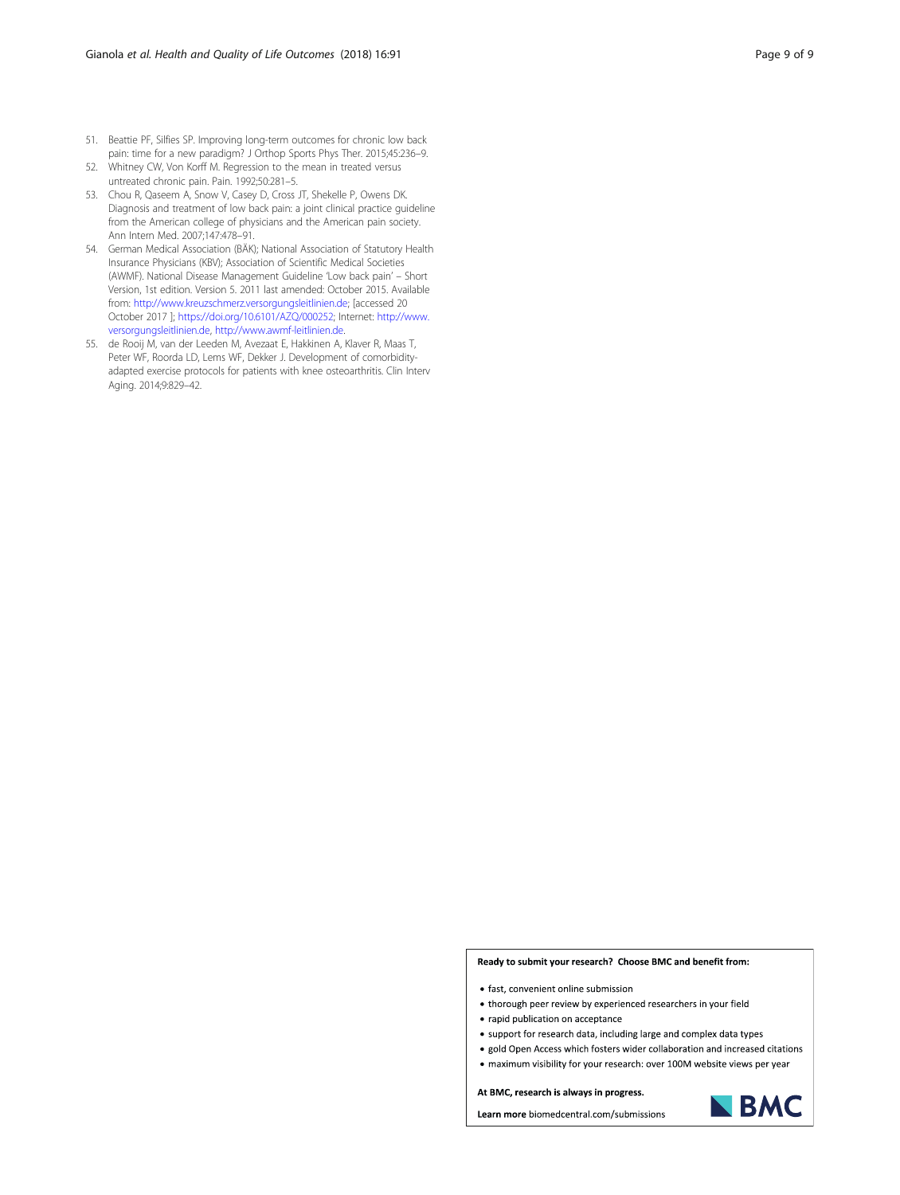51. Beattie PF, Silfies SP. Improving long-term outcomes for chronic low back pain: time for a new paradigm? J Orthop Sports Phys Ther. 2015;45:236–9.
52. Whitney CW, Von Korff M. Regression to the mean in treated versus untreated chronic pain. Pain. 1992;50:281–5.
53. Chou R, Qaseem A, Snow V, Casey D, Cross JT, Shekelle P, Owens DK. Diagnosis and treatment of low back pain: a joint clinical practice guideline from the American college of physicians and the American pain society. Ann Intern Med. 2007;147:478–91.
54. German Medical Association (BÄK); National Association of Statutory Health Insurance Physicians (KBV); Association of Scientific Medical Societies (AWMF). National Disease Management Guideline 'Low back pain' – Short Version, 1st edition. Version 5. 2011 last amended: October 2015. Available from: http://www.kreuzschmerz.versorgungsleitlinien.de; [accessed 20 October 2017 ]; https://doi.org/10.6101/AZQ/000252; Internet: http://www.versorgungsleitlinien.de, http://www.awmf-leitlinien.de.
55. de Rooij M, van der Leeden M, Avezaat E, Hakkinen A, Klaver R, Maas T, Peter WF, Roorda LD, Lems WF, Dekker J. Development of comorbidity-adapted exercise protocols for patients with knee osteoarthritis. Clin Interv Aging. 2014;9:829–42.

**Ready to submit your research? Choose BMC and benefit from:**

- fast, convenient online submission
- thorough peer review by experienced researchers in your field
- rapid publication on acceptance
- support for research data, including large and complex data types
- gold Open Access which fosters wider collaboration and increased citations
- maximum visibility for your research: over 100M website views per year

**At BMC, research is always in progress.**

**Learn more** biomedcentral.com/submissions

BMC